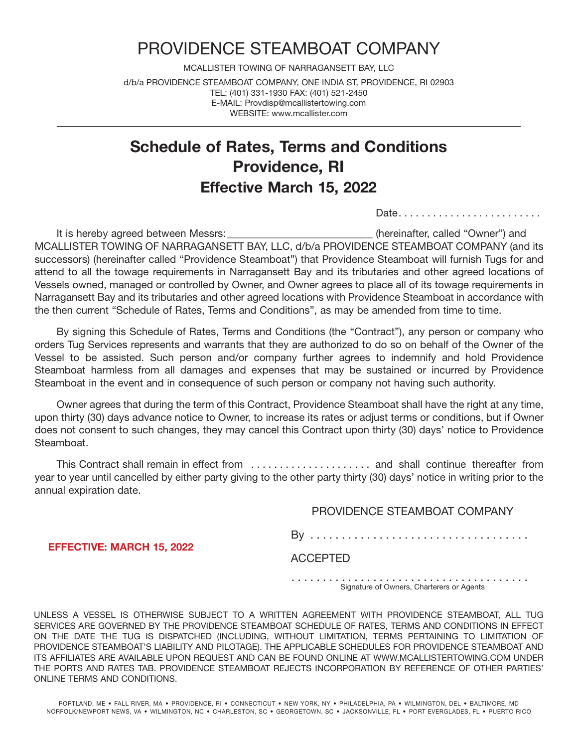# PROVIDENCE STEAMBOAT COMPANY

MCALLISTER TOWING OF NARRAGANSETT BAY, LLC

d/b/a PROVIDENCE STEAMBOAT COMPANY, ONE INDIA ST, PROVIDENCE, RI 02903
TEL: (401) 331-1930 FAX: (401) 521-2450
E-MAIL: Provdisp@mcallistertowing.com
WEBSITE: www.mcallister.com

## Schedule of Rates, Terms and Conditions
## Providence, RI
## Effective March 15, 2022

Date. . . . . . . . . . . . . . . . . . . . . . . . .

It is hereby agreed between Messrs: ___________________________ (hereinafter, called "Owner") and MCALLISTER TOWING OF NARRAGANSETT BAY, LLC, d/b/a PROVIDENCE STEAMBOAT COMPANY (and its successors) (hereinafter called "Providence Steamboat") that Providence Steamboat will furnish Tugs for and attend to all the towage requirements in Narragansett Bay and its tributaries and other agreed locations of Vessels owned, managed or controlled by Owner, and Owner agrees to place all of its towage requirements in Narragansett Bay and its tributaries and other agreed locations with Providence Steamboat in accordance with the then current "Schedule of Rates, Terms and Conditions", as may be amended from time to time.

By signing this Schedule of Rates, Terms and Conditions (the "Contract"), any person or company who orders Tug Services represents and warrants that they are authorized to do so on behalf of the Owner of the Vessel to be assisted. Such person and/or company further agrees to indemnify and hold Providence Steamboat harmless from all damages and expenses that may be sustained or incurred by Providence Steamboat in the event and in consequence of such person or company not having such authority.

Owner agrees that during the term of this Contract, Providence Steamboat shall have the right at any time, upon thirty (30) days advance notice to Owner, to increase its rates or adjust terms or conditions, but if Owner does not consent to such changes, they may cancel this Contract upon thirty (30) days' notice to Providence Steamboat.

This Contract shall remain in effect from . . . . . . . . . . . . . . . . . . . . . and shall continue thereafter from year to year until cancelled by either party giving to the other party thirty (30) days' notice in writing prior to the annual expiration date.

PROVIDENCE STEAMBOAT COMPANY

By . . . . . . . . . . . . . . . . . . . . . . . . . . . . . . . . . . .

**EFFECTIVE: MARCH 15, 2022**

ACCEPTED

. . . . . . . . . . . . . . . . . . . . . . . . . . . . . . . . . . . . . . .
Signature of Owners, Charterers or Agents

UNLESS A VESSEL IS OTHERWISE SUBJECT TO A WRITTEN AGREEMENT WITH PROVIDENCE STEAMBOAT, ALL TUG SERVICES ARE GOVERNED BY THE PROVIDENCE STEAMBOAT SCHEDULE OF RATES, TERMS AND CONDITIONS IN EFFECT ON THE DATE THE TUG IS DISPATCHED (INCLUDING, WITHOUT LIMITATION, TERMS PERTAINING TO LIMITATION OF PROVIDENCE STEAMBOAT'S LIABILITY AND PILOTAGE). THE APPLICABLE SCHEDULES FOR PROVIDENCE STEAMBOAT AND ITS AFFILIATES ARE AVAILABLE UPON REQUEST AND CAN BE FOUND ONLINE AT WWW.MCALLISTERTOWING.COM UNDER THE PORTS AND RATES TAB. PROVIDENCE STEAMBOAT REJECTS INCORPORATION BY REFERENCE OF OTHER PARTIES' ONLINE TERMS AND CONDITIONS.

PORTLAND, ME • FALL RIVER, MA • PROVIDENCE, RI • CONNECTICUT • NEW YORK, NY • PHILADELPHIA, PA • WILMINGTON, DEL • BALTIMORE, MD
NORFOLK/NEWPORT NEWS, VA • WILMINGTON, NC • CHARLESTON, SC • GEORGETOWN, SC • JACKSONVILLE, FL • PORT EVERGLADES, FL • PUERTO RICO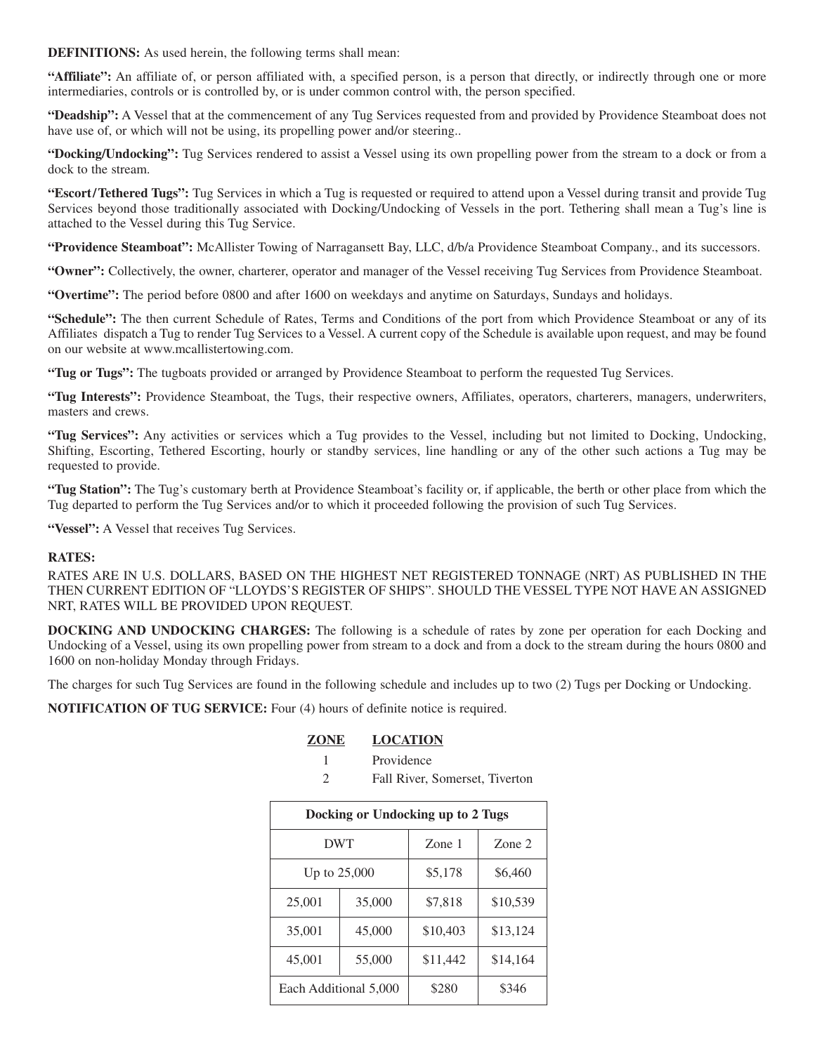**DEFINITIONS:** As used herein, the following terms shall mean:

**"Affiliate":** An affiliate of, or person affiliated with, a specified person, is a person that directly, or indirectly through one or more intermediaries, controls or is controlled by, or is under common control with, the person specified.

**"Deadship":** A Vessel that at the commencement of any Tug Services requested from and provided by Providence Steamboat does not have use of, or which will not be using, its propelling power and/or steering..

**"Docking/Undocking":** Tug Services rendered to assist a Vessel using its own propelling power from the stream to a dock or from a dock to the stream.

**"Escort/Tethered Tugs":** Tug Services in which a Tug is requested or required to attend upon a Vessel during transit and provide Tug Services beyond those traditionally associated with Docking/Undocking of Vessels in the port. Tethering shall mean a Tug's line is attached to the Vessel during this Tug Service.

**"Providence Steamboat":** McAllister Towing of Narragansett Bay, LLC, d/b/a Providence Steamboat Company., and its successors.

**"Owner":** Collectively, the owner, charterer, operator and manager of the Vessel receiving Tug Services from Providence Steamboat.

**"Overtime":** The period before 0800 and after 1600 on weekdays and anytime on Saturdays, Sundays and holidays.

**"Schedule":** The then current Schedule of Rates, Terms and Conditions of the port from which Providence Steamboat or any of its Affiliates dispatch a Tug to render Tug Services to a Vessel. A current copy of the Schedule is available upon request, and may be found on our website at www.mcallistertowing.com.

**"Tug or Tugs":** The tugboats provided or arranged by Providence Steamboat to perform the requested Tug Services.

**"Tug Interests":** Providence Steamboat, the Tugs, their respective owners, Affiliates, operators, charterers, managers, underwriters, masters and crews.

**"Tug Services":** Any activities or services which a Tug provides to the Vessel, including but not limited to Docking, Undocking, Shifting, Escorting, Tethered Escorting, hourly or standby services, line handling or any of the other such actions a Tug may be requested to provide.

**"Tug Station":** The Tug's customary berth at Providence Steamboat's facility or, if applicable, the berth or other place from which the Tug departed to perform the Tug Services and/or to which it proceeded following the provision of such Tug Services.

**"Vessel":** A Vessel that receives Tug Services.

**RATES:**

RATES ARE IN U.S. DOLLARS, BASED ON THE HIGHEST NET REGISTERED TONNAGE (NRT) AS PUBLISHED IN THE THEN CURRENT EDITION OF "LLOYDS'S REGISTER OF SHIPS". SHOULD THE VESSEL TYPE NOT HAVE AN ASSIGNED NRT, RATES WILL BE PROVIDED UPON REQUEST.

**DOCKING AND UNDOCKING CHARGES:** The following is a schedule of rates by zone per operation for each Docking and Undocking of a Vessel, using its own propelling power from stream to a dock and from a dock to the stream during the hours 0800 and 1600 on non-holiday Monday through Fridays.

The charges for such Tug Services are found in the following schedule and includes up to two (2) Tugs per Docking or Undocking.

**NOTIFICATION OF TUG SERVICE:** Four (4) hours of definite notice is required.

| ZONE | LOCATION |
|---|---|
| 1 | Providence |
| 2 | Fall River, Somerset, Tiverton |

| Docking or Undocking up to 2 Tugs | | | |
|---|---|---|---|
| DWT | | Zone 1 | Zone 2 |
| Up to 25,000 | | $5,178 | $6,460 |
| 25,001 | 35,000 | $7,818 | $10,539 |
| 35,001 | 45,000 | $10,403 | $13,124 |
| 45,001 | 55,000 | $11,442 | $14,164 |
| Each Additional 5,000 | | $280 | $346 |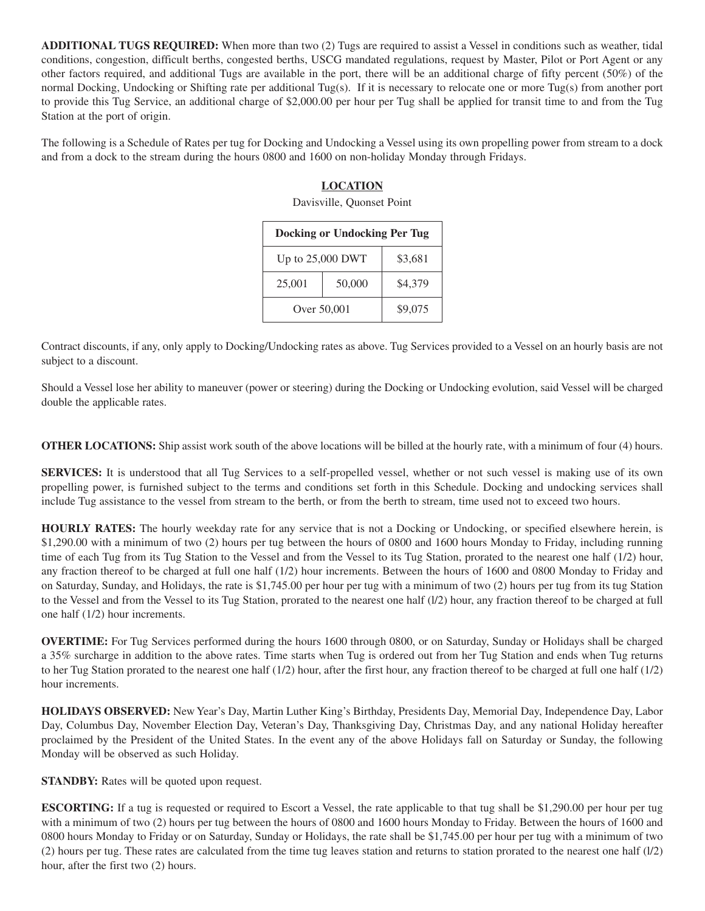**ADDITIONAL TUGS REQUIRED:** When more than two (2) Tugs are required to assist a Vessel in conditions such as weather, tidal conditions, congestion, difficult berths, congested berths, USCG mandated regulations, request by Master, Pilot or Port Agent or any other factors required, and additional Tugs are available in the port, there will be an additional charge of fifty percent (50%) of the normal Docking, Undocking or Shifting rate per additional Tug(s). If it is necessary to relocate one or more Tug(s) from another port to provide this Tug Service, an additional charge of $2,000.00 per hour per Tug shall be applied for transit time to and from the Tug Station at the port of origin.

The following is a Schedule of Rates per tug for Docking and Undocking a Vessel using its own propelling power from stream to a dock and from a dock to the stream during the hours 0800 and 1600 on non-holiday Monday through Fridays.

**LOCATION**

Davisville, Quonset Point

| Docking or Undocking Per Tug | | |
|---|---|---|
| Up to 25,000 DWT | | $3,681 |
| 25,001 | 50,000 | $4,379 |
| Over 50,001 | | $9,075 |

Contract discounts, if any, only apply to Docking/Undocking rates as above. Tug Services provided to a Vessel on an hourly basis are not subject to a discount.

Should a Vessel lose her ability to maneuver (power or steering) during the Docking or Undocking evolution, said Vessel will be charged double the applicable rates.

**OTHER LOCATIONS:** Ship assist work south of the above locations will be billed at the hourly rate, with a minimum of four (4) hours.

**SERVICES:** It is understood that all Tug Services to a self-propelled vessel, whether or not such vessel is making use of its own propelling power, is furnished subject to the terms and conditions set forth in this Schedule. Docking and undocking services shall include Tug assistance to the vessel from stream to the berth, or from the berth to stream, time used not to exceed two hours.

**HOURLY RATES:** The hourly weekday rate for any service that is not a Docking or Undocking, or specified elsewhere herein, is $1,290.00 with a minimum of two (2) hours per tug between the hours of 0800 and 1600 hours Monday to Friday, including running time of each Tug from its Tug Station to the Vessel and from the Vessel to its Tug Station, prorated to the nearest one half (1/2) hour, any fraction thereof to be charged at full one half (1/2) hour increments. Between the hours of 1600 and 0800 Monday to Friday and on Saturday, Sunday, and Holidays, the rate is $1,745.00 per hour per tug with a minimum of two (2) hours per tug from its tug Station to the Vessel and from the Vessel to its Tug Station, prorated to the nearest one half (l/2) hour, any fraction thereof to be charged at full one half (1/2) hour increments.

**OVERTIME:** For Tug Services performed during the hours 1600 through 0800, or on Saturday, Sunday or Holidays shall be charged a 35% surcharge in addition to the above rates. Time starts when Tug is ordered out from her Tug Station and ends when Tug returns to her Tug Station prorated to the nearest one half (1/2) hour, after the first hour, any fraction thereof to be charged at full one half (1/2) hour increments.

**HOLIDAYS OBSERVED:** New Year's Day, Martin Luther King's Birthday, Presidents Day, Memorial Day, Independence Day, Labor Day, Columbus Day, November Election Day, Veteran's Day, Thanksgiving Day, Christmas Day, and any national Holiday hereafter proclaimed by the President of the United States. In the event any of the above Holidays fall on Saturday or Sunday, the following Monday will be observed as such Holiday.

**STANDBY:** Rates will be quoted upon request.

**ESCORTING:** If a tug is requested or required to Escort a Vessel, the rate applicable to that tug shall be $1,290.00 per hour per tug with a minimum of two (2) hours per tug between the hours of 0800 and 1600 hours Monday to Friday. Between the hours of 1600 and 0800 hours Monday to Friday or on Saturday, Sunday or Holidays, the rate shall be $1,745.00 per hour per tug with a minimum of two (2) hours per tug. These rates are calculated from the time tug leaves station and returns to station prorated to the nearest one half (l/2) hour, after the first two (2) hours.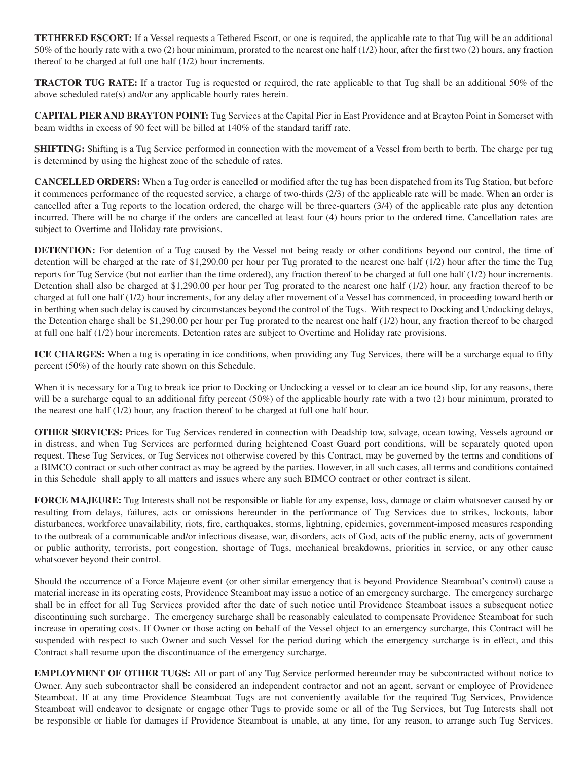**TETHERED ESCORT:** If a Vessel requests a Tethered Escort, or one is required, the applicable rate to that Tug will be an additional 50% of the hourly rate with a two (2) hour minimum, prorated to the nearest one half (1/2) hour, after the first two (2) hours, any fraction thereof to be charged at full one half (1/2) hour increments.

**TRACTOR TUG RATE:** If a tractor Tug is requested or required, the rate applicable to that Tug shall be an additional 50% of the above scheduled rate(s) and/or any applicable hourly rates herein.

**CAPITAL PIER AND BRAYTON POINT:** Tug Services at the Capital Pier in East Providence and at Brayton Point in Somerset with beam widths in excess of 90 feet will be billed at 140% of the standard tariff rate.

**SHIFTING:** Shifting is a Tug Service performed in connection with the movement of a Vessel from berth to berth. The charge per tug is determined by using the highest zone of the schedule of rates.

**CANCELLED ORDERS:** When a Tug order is cancelled or modified after the tug has been dispatched from its Tug Station, but before it commences performance of the requested service, a charge of two-thirds (2/3) of the applicable rate will be made. When an order is cancelled after a Tug reports to the location ordered, the charge will be three-quarters (3/4) of the applicable rate plus any detention incurred. There will be no charge if the orders are cancelled at least four (4) hours prior to the ordered time. Cancellation rates are subject to Overtime and Holiday rate provisions.

**DETENTION:** For detention of a Tug caused by the Vessel not being ready or other conditions beyond our control, the time of detention will be charged at the rate of $1,290.00 per hour per Tug prorated to the nearest one half (1/2) hour after the time the Tug reports for Tug Service (but not earlier than the time ordered), any fraction thereof to be charged at full one half (1/2) hour increments. Detention shall also be charged at $1,290.00 per hour per Tug prorated to the nearest one half (1/2) hour, any fraction thereof to be charged at full one half (1/2) hour increments, for any delay after movement of a Vessel has commenced, in proceeding toward berth or in berthing when such delay is caused by circumstances beyond the control of the Tugs. With respect to Docking and Undocking delays, the Detention charge shall be $1,290.00 per hour per Tug prorated to the nearest one half (1/2) hour, any fraction thereof to be charged at full one half (1/2) hour increments. Detention rates are subject to Overtime and Holiday rate provisions.

**ICE CHARGES:** When a tug is operating in ice conditions, when providing any Tug Services, there will be a surcharge equal to fifty percent (50%) of the hourly rate shown on this Schedule.

When it is necessary for a Tug to break ice prior to Docking or Undocking a vessel or to clear an ice bound slip, for any reasons, there will be a surcharge equal to an additional fifty percent (50%) of the applicable hourly rate with a two (2) hour minimum, prorated to the nearest one half (1/2) hour, any fraction thereof to be charged at full one half hour.

**OTHER SERVICES:** Prices for Tug Services rendered in connection with Deadship tow, salvage, ocean towing, Vessels aground or in distress, and when Tug Services are performed during heightened Coast Guard port conditions, will be separately quoted upon request. These Tug Services, or Tug Services not otherwise covered by this Contract, may be governed by the terms and conditions of a BIMCO contract or such other contract as may be agreed by the parties. However, in all such cases, all terms and conditions contained in this Schedule shall apply to all matters and issues where any such BIMCO contract or other contract is silent.

**FORCE MAJEURE:** Tug Interests shall not be responsible or liable for any expense, loss, damage or claim whatsoever caused by or resulting from delays, failures, acts or omissions hereunder in the performance of Tug Services due to strikes, lockouts, labor disturbances, workforce unavailability, riots, fire, earthquakes, storms, lightning, epidemics, government-imposed measures responding to the outbreak of a communicable and/or infectious disease, war, disorders, acts of God, acts of the public enemy, acts of government or public authority, terrorists, port congestion, shortage of Tugs, mechanical breakdowns, priorities in service, or any other cause whatsoever beyond their control.

Should the occurrence of a Force Majeure event (or other similar emergency that is beyond Providence Steamboat's control) cause a material increase in its operating costs, Providence Steamboat may issue a notice of an emergency surcharge. The emergency surcharge shall be in effect for all Tug Services provided after the date of such notice until Providence Steamboat issues a subsequent notice discontinuing such surcharge. The emergency surcharge shall be reasonably calculated to compensate Providence Steamboat for such increase in operating costs. If Owner or those acting on behalf of the Vessel object to an emergency surcharge, this Contract will be suspended with respect to such Owner and such Vessel for the period during which the emergency surcharge is in effect, and this Contract shall resume upon the discontinuance of the emergency surcharge.

**EMPLOYMENT OF OTHER TUGS:** All or part of any Tug Service performed hereunder may be subcontracted without notice to Owner. Any such subcontractor shall be considered an independent contractor and not an agent, servant or employee of Providence Steamboat. If at any time Providence Steamboat Tugs are not conveniently available for the required Tug Services, Providence Steamboat will endeavor to designate or engage other Tugs to provide some or all of the Tug Services, but Tug Interests shall not be responsible or liable for damages if Providence Steamboat is unable, at any time, for any reason, to arrange such Tug Services.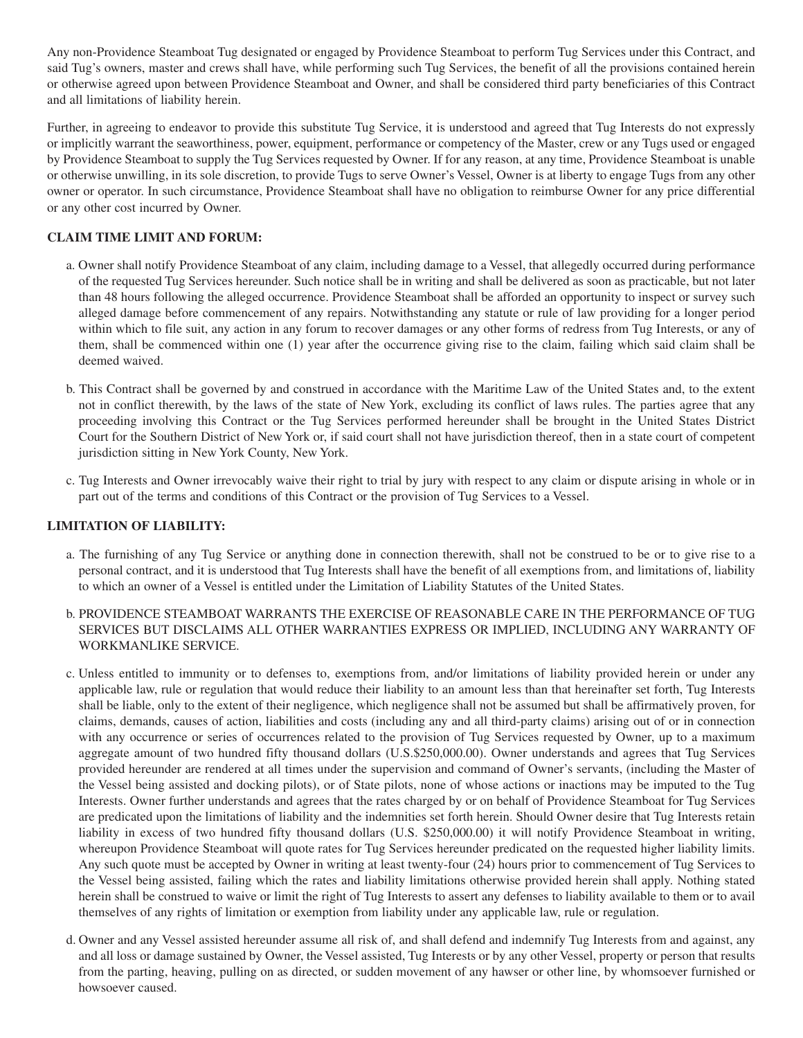Any non-Providence Steamboat Tug designated or engaged by Providence Steamboat to perform Tug Services under this Contract, and said Tug's owners, master and crews shall have, while performing such Tug Services, the benefit of all the provisions contained herein or otherwise agreed upon between Providence Steamboat and Owner, and shall be considered third party beneficiaries of this Contract and all limitations of liability herein.

Further, in agreeing to endeavor to provide this substitute Tug Service, it is understood and agreed that Tug Interests do not expressly or implicitly warrant the seaworthiness, power, equipment, performance or competency of the Master, crew or any Tugs used or engaged by Providence Steamboat to supply the Tug Services requested by Owner. If for any reason, at any time, Providence Steamboat is unable or otherwise unwilling, in its sole discretion, to provide Tugs to serve Owner's Vessel, Owner is at liberty to engage Tugs from any other owner or operator. In such circumstance, Providence Steamboat shall have no obligation to reimburse Owner for any price differential or any other cost incurred by Owner.

**CLAIM TIME LIMIT AND FORUM:**

a. Owner shall notify Providence Steamboat of any claim, including damage to a Vessel, that allegedly occurred during performance of the requested Tug Services hereunder. Such notice shall be in writing and shall be delivered as soon as practicable, but not later than 48 hours following the alleged occurrence. Providence Steamboat shall be afforded an opportunity to inspect or survey such alleged damage before commencement of any repairs. Notwithstanding any statute or rule of law providing for a longer period within which to file suit, any action in any forum to recover damages or any other forms of redress from Tug Interests, or any of them, shall be commenced within one (1) year after the occurrence giving rise to the claim, failing which said claim shall be deemed waived.

b. This Contract shall be governed by and construed in accordance with the Maritime Law of the United States and, to the extent not in conflict therewith, by the laws of the state of New York, excluding its conflict of laws rules. The parties agree that any proceeding involving this Contract or the Tug Services performed hereunder shall be brought in the United States District Court for the Southern District of New York or, if said court shall not have jurisdiction thereof, then in a state court of competent jurisdiction sitting in New York County, New York.

c. Tug Interests and Owner irrevocably waive their right to trial by jury with respect to any claim or dispute arising in whole or in part out of the terms and conditions of this Contract or the provision of Tug Services to a Vessel.

**LIMITATION OF LIABILITY:**

a. The furnishing of any Tug Service or anything done in connection therewith, shall not be construed to be or to give rise to a personal contract, and it is understood that Tug Interests shall have the benefit of all exemptions from, and limitations of, liability to which an owner of a Vessel is entitled under the Limitation of Liability Statutes of the United States.

b. PROVIDENCE STEAMBOAT WARRANTS THE EXERCISE OF REASONABLE CARE IN THE PERFORMANCE OF TUG SERVICES BUT DISCLAIMS ALL OTHER WARRANTIES EXPRESS OR IMPLIED, INCLUDING ANY WARRANTY OF WORKMANLIKE SERVICE.

c. Unless entitled to immunity or to defenses to, exemptions from, and/or limitations of liability provided herein or under any applicable law, rule or regulation that would reduce their liability to an amount less than that hereinafter set forth, Tug Interests shall be liable, only to the extent of their negligence, which negligence shall not be assumed but shall be affirmatively proven, for claims, demands, causes of action, liabilities and costs (including any and all third-party claims) arising out of or in connection with any occurrence or series of occurrences related to the provision of Tug Services requested by Owner, up to a maximum aggregate amount of two hundred fifty thousand dollars (U.S.$250,000.00). Owner understands and agrees that Tug Services provided hereunder are rendered at all times under the supervision and command of Owner's servants, (including the Master of the Vessel being assisted and docking pilots), or of State pilots, none of whose actions or inactions may be imputed to the Tug Interests. Owner further understands and agrees that the rates charged by or on behalf of Providence Steamboat for Tug Services are predicated upon the limitations of liability and the indemnities set forth herein. Should Owner desire that Tug Interests retain liability in excess of two hundred fifty thousand dollars (U.S. $250,000.00) it will notify Providence Steamboat in writing, whereupon Providence Steamboat will quote rates for Tug Services hereunder predicated on the requested higher liability limits. Any such quote must be accepted by Owner in writing at least twenty-four (24) hours prior to commencement of Tug Services to the Vessel being assisted, failing which the rates and liability limitations otherwise provided herein shall apply. Nothing stated herein shall be construed to waive or limit the right of Tug Interests to assert any defenses to liability available to them or to avail themselves of any rights of limitation or exemption from liability under any applicable law, rule or regulation.

d. Owner and any Vessel assisted hereunder assume all risk of, and shall defend and indemnify Tug Interests from and against, any and all loss or damage sustained by Owner, the Vessel assisted, Tug Interests or by any other Vessel, property or person that results from the parting, heaving, pulling on as directed, or sudden movement of any hawser or other line, by whomsoever furnished or howsoever caused.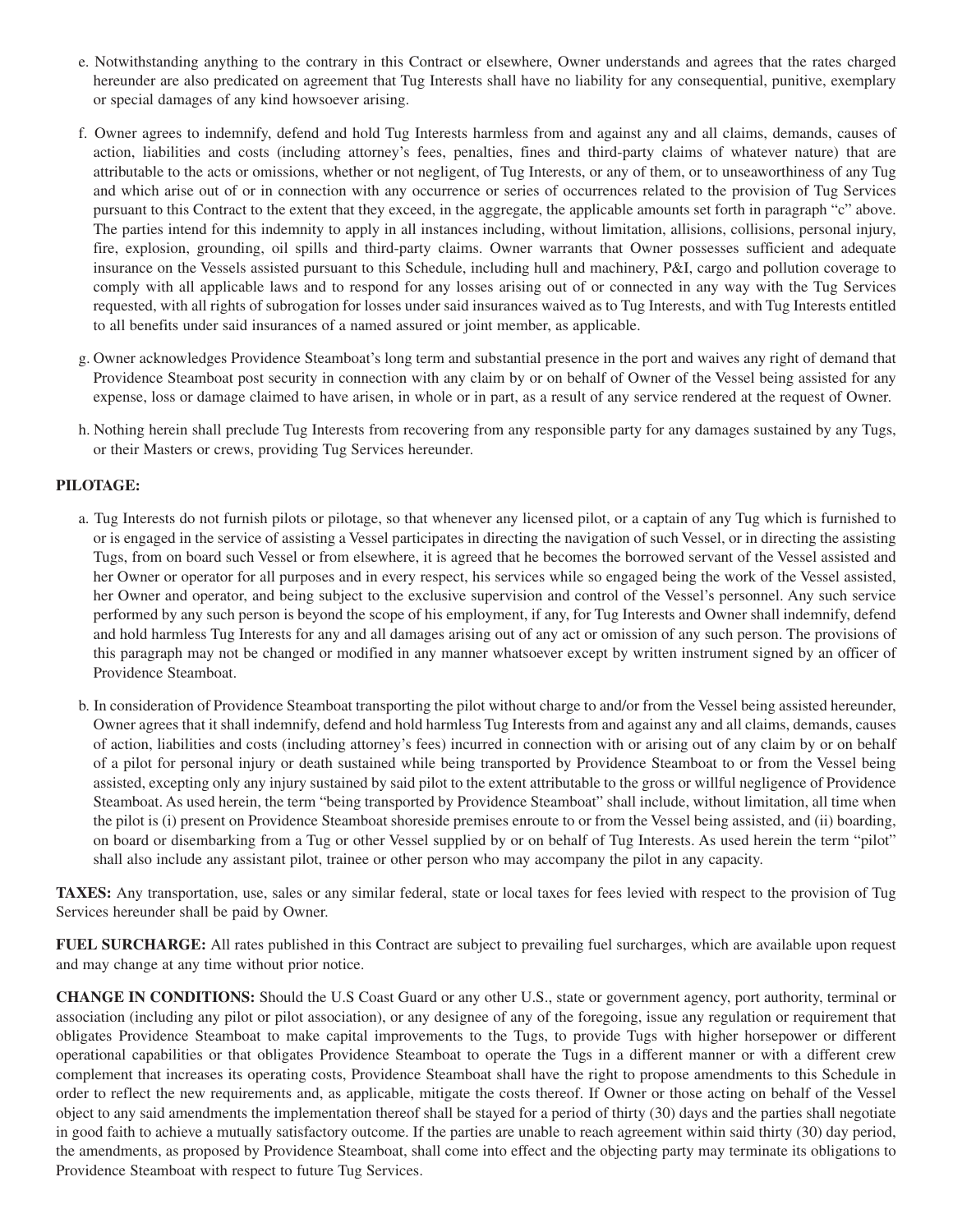e. Notwithstanding anything to the contrary in this Contract or elsewhere, Owner understands and agrees that the rates charged hereunder are also predicated on agreement that Tug Interests shall have no liability for any consequential, punitive, exemplary or special damages of any kind howsoever arising.

f. Owner agrees to indemnify, defend and hold Tug Interests harmless from and against any and all claims, demands, causes of action, liabilities and costs (including attorney's fees, penalties, fines and third-party claims of whatever nature) that are attributable to the acts or omissions, whether or not negligent, of Tug Interests, or any of them, or to unseaworthiness of any Tug and which arise out of or in connection with any occurrence or series of occurrences related to the provision of Tug Services pursuant to this Contract to the extent that they exceed, in the aggregate, the applicable amounts set forth in paragraph "c" above. The parties intend for this indemnity to apply in all instances including, without limitation, allisions, collisions, personal injury, fire, explosion, grounding, oil spills and third-party claims. Owner warrants that Owner possesses sufficient and adequate insurance on the Vessels assisted pursuant to this Schedule, including hull and machinery, P&I, cargo and pollution coverage to comply with all applicable laws and to respond for any losses arising out of or connected in any way with the Tug Services requested, with all rights of subrogation for losses under said insurances waived as to Tug Interests, and with Tug Interests entitled to all benefits under said insurances of a named assured or joint member, as applicable.

g. Owner acknowledges Providence Steamboat's long term and substantial presence in the port and waives any right of demand that Providence Steamboat post security in connection with any claim by or on behalf of Owner of the Vessel being assisted for any expense, loss or damage claimed to have arisen, in whole or in part, as a result of any service rendered at the request of Owner.

h. Nothing herein shall preclude Tug Interests from recovering from any responsible party for any damages sustained by any Tugs, or their Masters or crews, providing Tug Services hereunder.

**PILOTAGE:**

a. Tug Interests do not furnish pilots or pilotage, so that whenever any licensed pilot, or a captain of any Tug which is furnished to or is engaged in the service of assisting a Vessel participates in directing the navigation of such Vessel, or in directing the assisting Tugs, from on board such Vessel or from elsewhere, it is agreed that he becomes the borrowed servant of the Vessel assisted and her Owner or operator for all purposes and in every respect, his services while so engaged being the work of the Vessel assisted, her Owner and operator, and being subject to the exclusive supervision and control of the Vessel's personnel. Any such service performed by any such person is beyond the scope of his employment, if any, for Tug Interests and Owner shall indemnify, defend and hold harmless Tug Interests for any and all damages arising out of any act or omission of any such person. The provisions of this paragraph may not be changed or modified in any manner whatsoever except by written instrument signed by an officer of Providence Steamboat.

b. In consideration of Providence Steamboat transporting the pilot without charge to and/or from the Vessel being assisted hereunder, Owner agrees that it shall indemnify, defend and hold harmless Tug Interests from and against any and all claims, demands, causes of action, liabilities and costs (including attorney's fees) incurred in connection with or arising out of any claim by or on behalf of a pilot for personal injury or death sustained while being transported by Providence Steamboat to or from the Vessel being assisted, excepting only any injury sustained by said pilot to the extent attributable to the gross or willful negligence of Providence Steamboat. As used herein, the term "being transported by Providence Steamboat" shall include, without limitation, all time when the pilot is (i) present on Providence Steamboat shoreside premises enroute to or from the Vessel being assisted, and (ii) boarding, on board or disembarking from a Tug or other Vessel supplied by or on behalf of Tug Interests. As used herein the term "pilot" shall also include any assistant pilot, trainee or other person who may accompany the pilot in any capacity.

**TAXES:** Any transportation, use, sales or any similar federal, state or local taxes for fees levied with respect to the provision of Tug Services hereunder shall be paid by Owner.

**FUEL SURCHARGE:** All rates published in this Contract are subject to prevailing fuel surcharges, which are available upon request and may change at any time without prior notice.

**CHANGE IN CONDITIONS:** Should the U.S Coast Guard or any other U.S., state or government agency, port authority, terminal or association (including any pilot or pilot association), or any designee of any of the foregoing, issue any regulation or requirement that obligates Providence Steamboat to make capital improvements to the Tugs, to provide Tugs with higher horsepower or different operational capabilities or that obligates Providence Steamboat to operate the Tugs in a different manner or with a different crew complement that increases its operating costs, Providence Steamboat shall have the right to propose amendments to this Schedule in order to reflect the new requirements and, as applicable, mitigate the costs thereof. If Owner or those acting on behalf of the Vessel object to any said amendments the implementation thereof shall be stayed for a period of thirty (30) days and the parties shall negotiate in good faith to achieve a mutually satisfactory outcome. If the parties are unable to reach agreement within said thirty (30) day period, the amendments, as proposed by Providence Steamboat, shall come into effect and the objecting party may terminate its obligations to Providence Steamboat with respect to future Tug Services.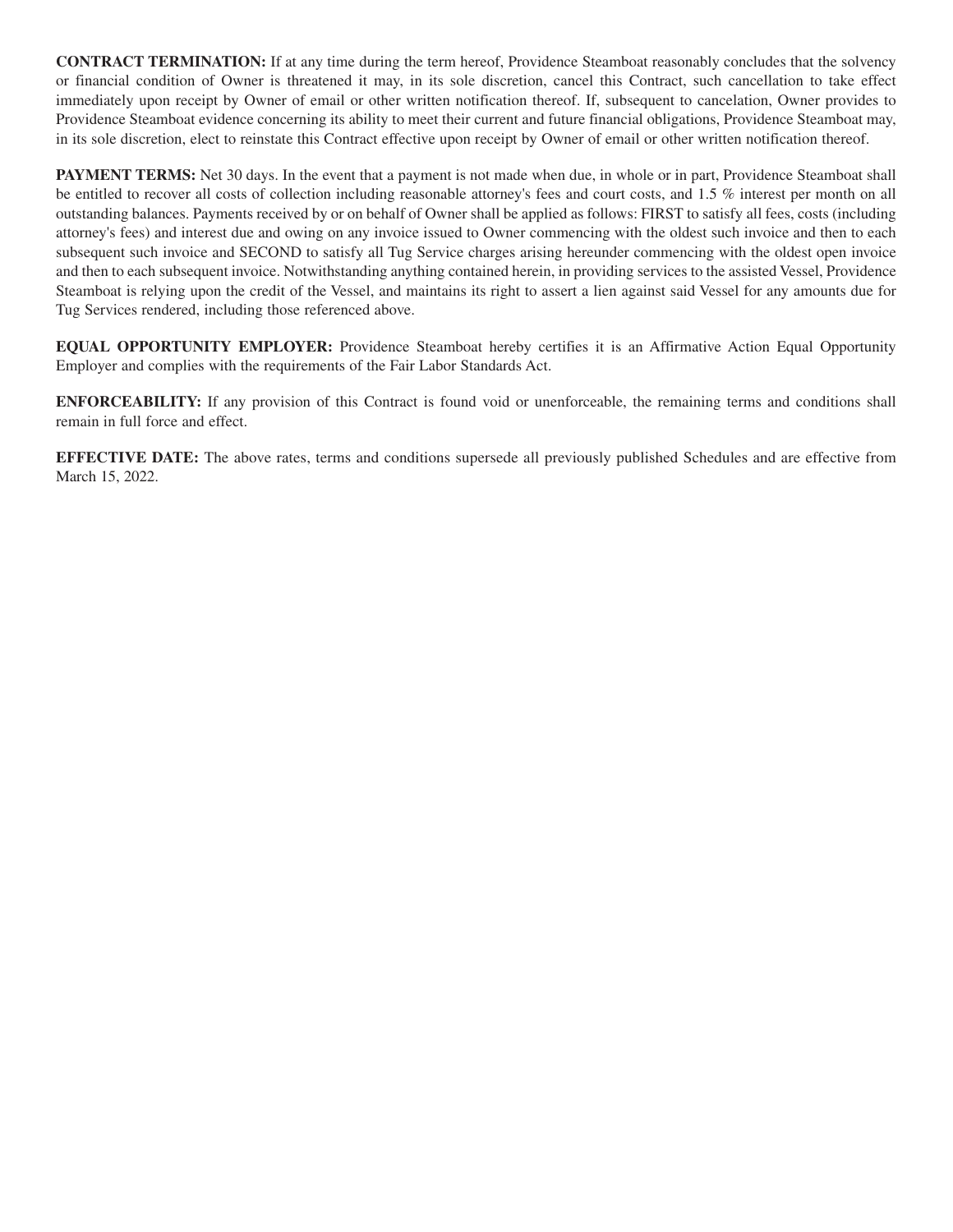**CONTRACT TERMINATION:** If at any time during the term hereof, Providence Steamboat reasonably concludes that the solvency or financial condition of Owner is threatened it may, in its sole discretion, cancel this Contract, such cancellation to take effect immediately upon receipt by Owner of email or other written notification thereof. If, subsequent to cancelation, Owner provides to Providence Steamboat evidence concerning its ability to meet their current and future financial obligations, Providence Steamboat may, in its sole discretion, elect to reinstate this Contract effective upon receipt by Owner of email or other written notification thereof.

**PAYMENT TERMS:** Net 30 days. In the event that a payment is not made when due, in whole or in part, Providence Steamboat shall be entitled to recover all costs of collection including reasonable attorney's fees and court costs, and 1.5 % interest per month on all outstanding balances. Payments received by or on behalf of Owner shall be applied as follows: FIRST to satisfy all fees, costs (including attorney's fees) and interest due and owing on any invoice issued to Owner commencing with the oldest such invoice and then to each subsequent such invoice and SECOND to satisfy all Tug Service charges arising hereunder commencing with the oldest open invoice and then to each subsequent invoice. Notwithstanding anything contained herein, in providing services to the assisted Vessel, Providence Steamboat is relying upon the credit of the Vessel, and maintains its right to assert a lien against said Vessel for any amounts due for Tug Services rendered, including those referenced above.

**EQUAL OPPORTUNITY EMPLOYER:** Providence Steamboat hereby certifies it is an Affirmative Action Equal Opportunity Employer and complies with the requirements of the Fair Labor Standards Act.

**ENFORCEABILITY:** If any provision of this Contract is found void or unenforceable, the remaining terms and conditions shall remain in full force and effect.

**EFFECTIVE DATE:** The above rates, terms and conditions supersede all previously published Schedules and are effective from March 15, 2022.